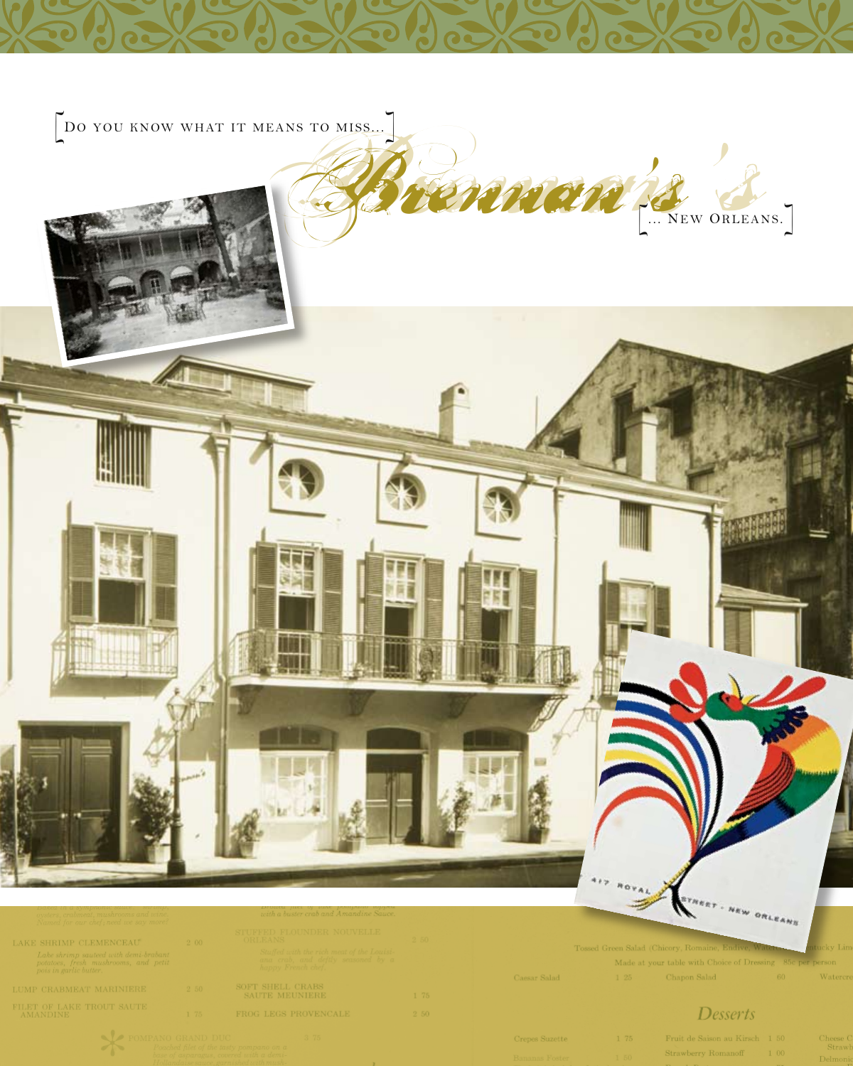[Do you know what it means to miss... Brennan's ... New Orleans.]

LAKE SHRIMP CLEMENCEAU 2 00
*Lake shrimp sauteed with demi-brabant potatoes, fresh mushrooms, and petit pois in garlic butter.*

LUMP CRABMEAT MARINIERE 2 50

FILET OF LAKE TROUT SAUTE AMANDINE 1 75

POMPANO GRAND DUC 3 75

STUFFED FLOUNDER NOUVELLE ORLEANS 2 50
*Stuffed with the rich meat of the Louisiana crab, and deftly seasoned by a happy French chef.*

SOFT SHELL CRABS SAUTE MEUNIERE 1 75

FROG LEGS PROVENCALE 2 50

Tossed Green Salad (Chicory, Romaine, Endive, Water...)
Made at your table with Choice of Dressing 85c per person

Caesar Salad 1 25 | Chapon Salad 60

## Desserts

Crepes Suzette 1 75 | Fruit de Saison au Kirsch 1 50
Bananas Foster 1 50 | Strawberry Romanoff 1 00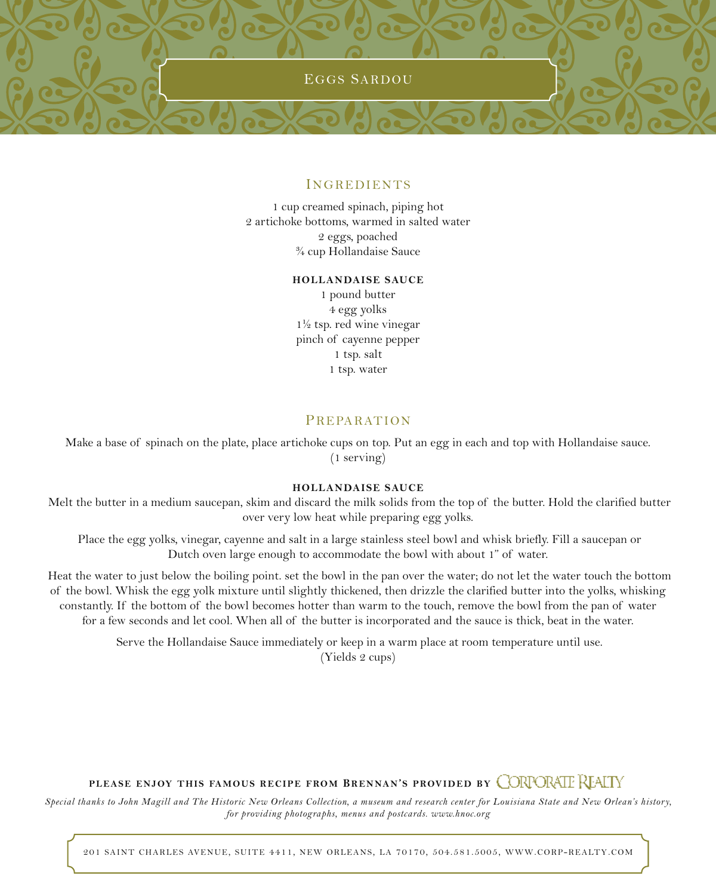# Eggs Sardou

## Ingredients

1 cup creamed spinach, piping hot
2 artichoke bottoms, warmed in salted water
2 eggs, poached
¾ cup Hollandaise Sauce

### HOLLANDAISE SAUCE

1 pound butter
4 egg yolks
1½ tsp. red wine vinegar
pinch of cayenne pepper
1 tsp. salt
1 tsp. water

## Preparation

Make a base of spinach on the plate, place artichoke cups on top. Put an egg in each and top with Hollandaise sauce. (1 serving)

### HOLLANDAISE SAUCE

Melt the butter in a medium saucepan, skim and discard the milk solids from the top of the butter. Hold the clarified butter over very low heat while preparing egg yolks.

Place the egg yolks, vinegar, cayenne and salt in a large stainless steel bowl and whisk briefly. Fill a saucepan or Dutch oven large enough to accommodate the bowl with about 1" of water.

Heat the water to just below the boiling point. set the bowl in the pan over the water; do not let the water touch the bottom of the bowl. Whisk the egg yolk mixture until slightly thickened, then drizzle the clarified butter into the yolks, whisking constantly. If the bottom of the bowl becomes hotter than warm to the touch, remove the bowl from the pan of water for a few seconds and let cool. When all of the butter is incorporated and the sauce is thick, beat in the water.

Serve the Hollandaise Sauce immediately or keep in a warm place at room temperature until use. (Yields 2 cups)

**PLEASE ENJOY THIS FAMOUS RECIPE FROM BRENNAN'S PROVIDED BY** CORPORATE REALTY

*Special thanks to John Magill and The Historic New Orleans Collection, a museum and research center for Louisiana State and New Orlean's history, for providing photographs, menus and postcards. www.hnoc.org*

201 SAINT CHARLES AVENUE, SUITE 4411, NEW ORLEANS, LA 70170, 504.581.5005, WWW.CORP-REALTY.COM